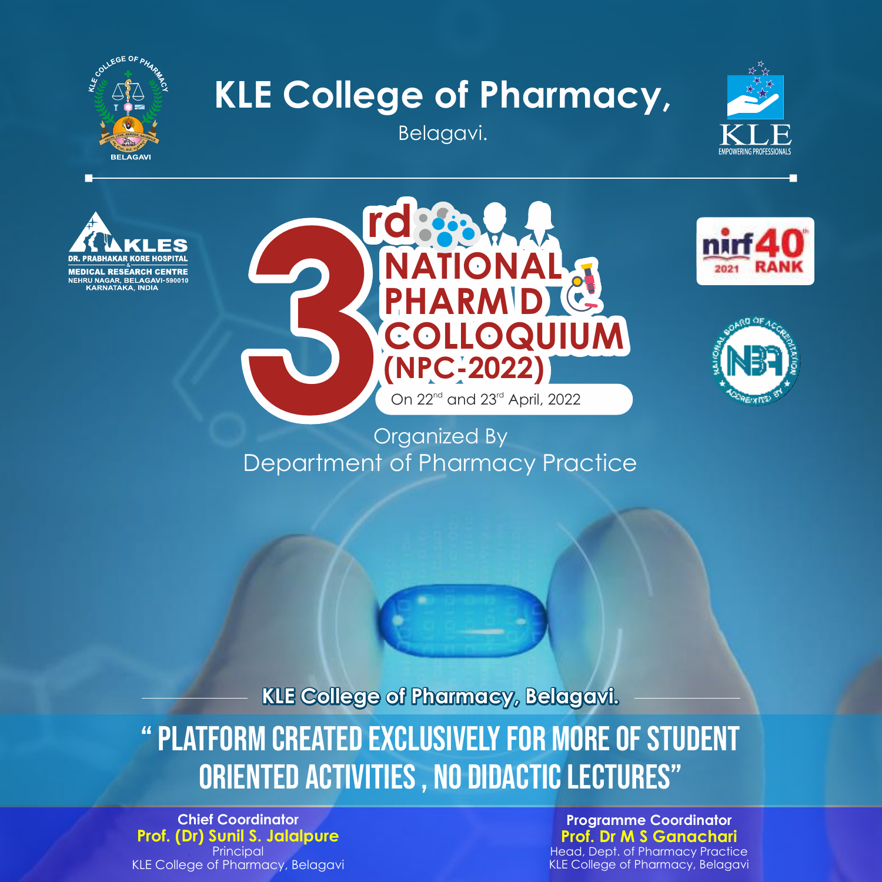# KLE College of Pharmacy,

Belagavi.

KLE
EMPOWERING PROFESSIONALS

KLES
DR. PRABHAKAR KORE HOSPITAL
&
MEDICAL RESEARCH CENTRE
NEHRU NAGAR, BELAGAVI-590010
KARNATAKA, INDIA

nirf 40th RANK 2021

# 3rd NATIONAL PHARM D COLLOQUIUM (NPC-2022)

On 22nd and 23rd April, 2022

Organized By
Department of Pharmacy Practice

**KLE College of Pharmacy, Belagavi.**

## "PLATFORM CREATED EXCLUSIVELY FOR MORE OF STUDENT ORIENTED ACTIVITIES , NO DIDACTIC LECTURES"

**Chief Coordinator**
**Prof. (Dr) Sunil S. Jalalpure**
Principal
KLE College of Pharmacy, Belagavi

**Programme Coordinator**
**Prof. Dr M S Ganachari**
Head, Dept. of Pharmacy Practice
KLE College of Pharmacy, Belagavi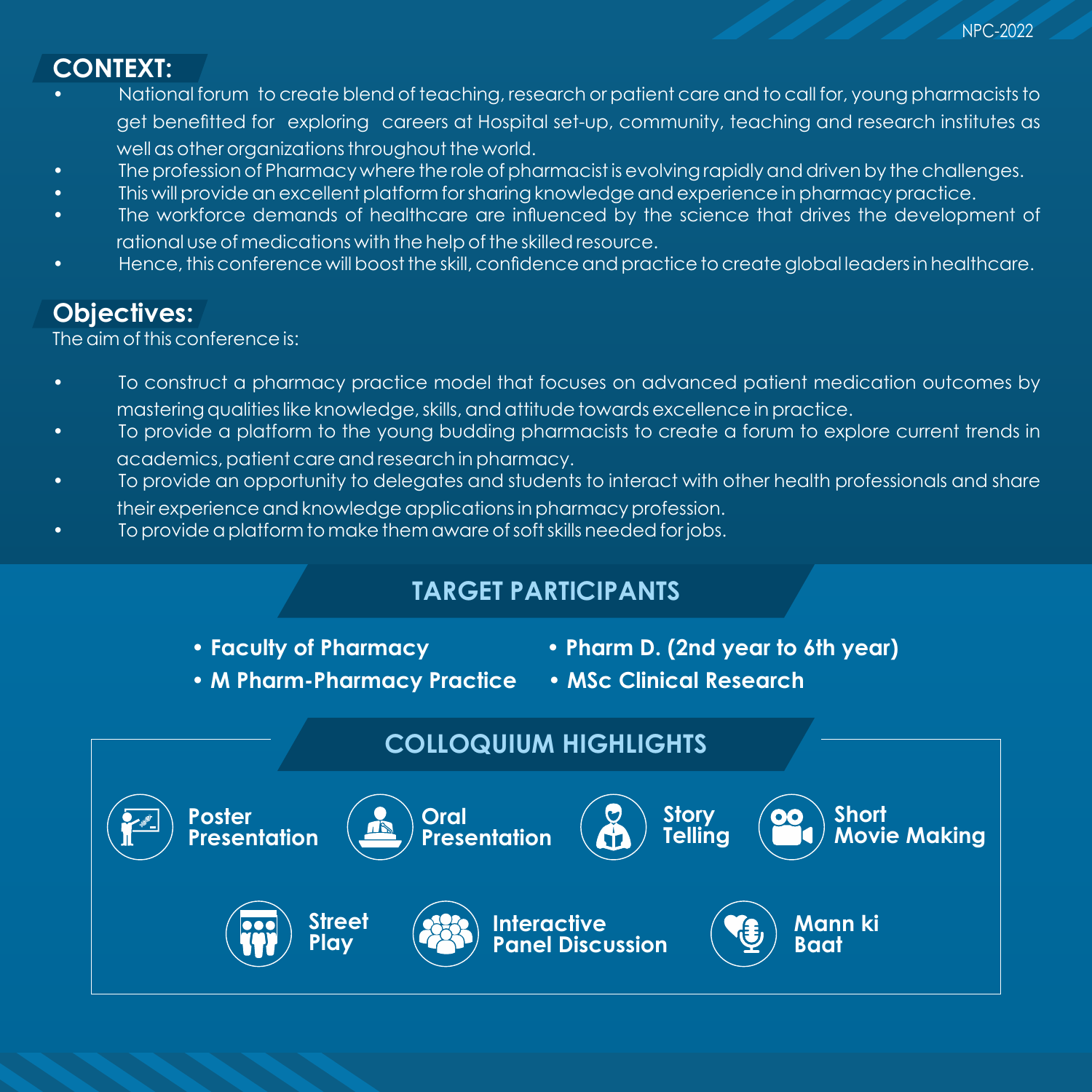## CONTEXT:

- National forum to create blend of teaching, research or patient care and to call for, young pharmacists to get benefitted for exploring careers at Hospital set-up, community, teaching and research institutes as well as other organizations throughout the world.
- The profession of Pharmacy where the role of pharmacist is evolving rapidly and driven by the challenges.
- This will provide an excellent platform for sharing knowledge and experience in pharmacy practice.
- The workforce demands of healthcare are influenced by the science that drives the development of rational use of medications with the help of the skilled resource.
- Hence, this conference will boost the skill, confidence and practice to create global leaders in healthcare.

## Objectives:

The aim of this conference is:

- To construct a pharmacy practice model that focuses on advanced patient medication outcomes by mastering qualities like knowledge, skills, and attitude towards excellence in practice.
- To provide a platform to the young budding pharmacists to create a forum to explore current trends in academics, patient care and research in pharmacy.
- To provide an opportunity to delegates and students to interact with other health professionals and share their experience and knowledge applications in pharmacy profession.
- To provide a platform to make them aware of soft skills needed for jobs.

## TARGET PARTICIPANTS

- **Faculty of Pharmacy**
- **M Pharm-Pharmacy Practice**
- **Pharm D. (2nd year to 6th year)**
- **MSc Clinical Research**

## COLLOQUIUM HIGHLIGHTS

- **Poster Presentation**
- **Oral Presentation**
- **Story Telling**
- **Short Movie Making**
- **Street Play**
- **Interactive Panel Discussion**
- **Mann ki Baat**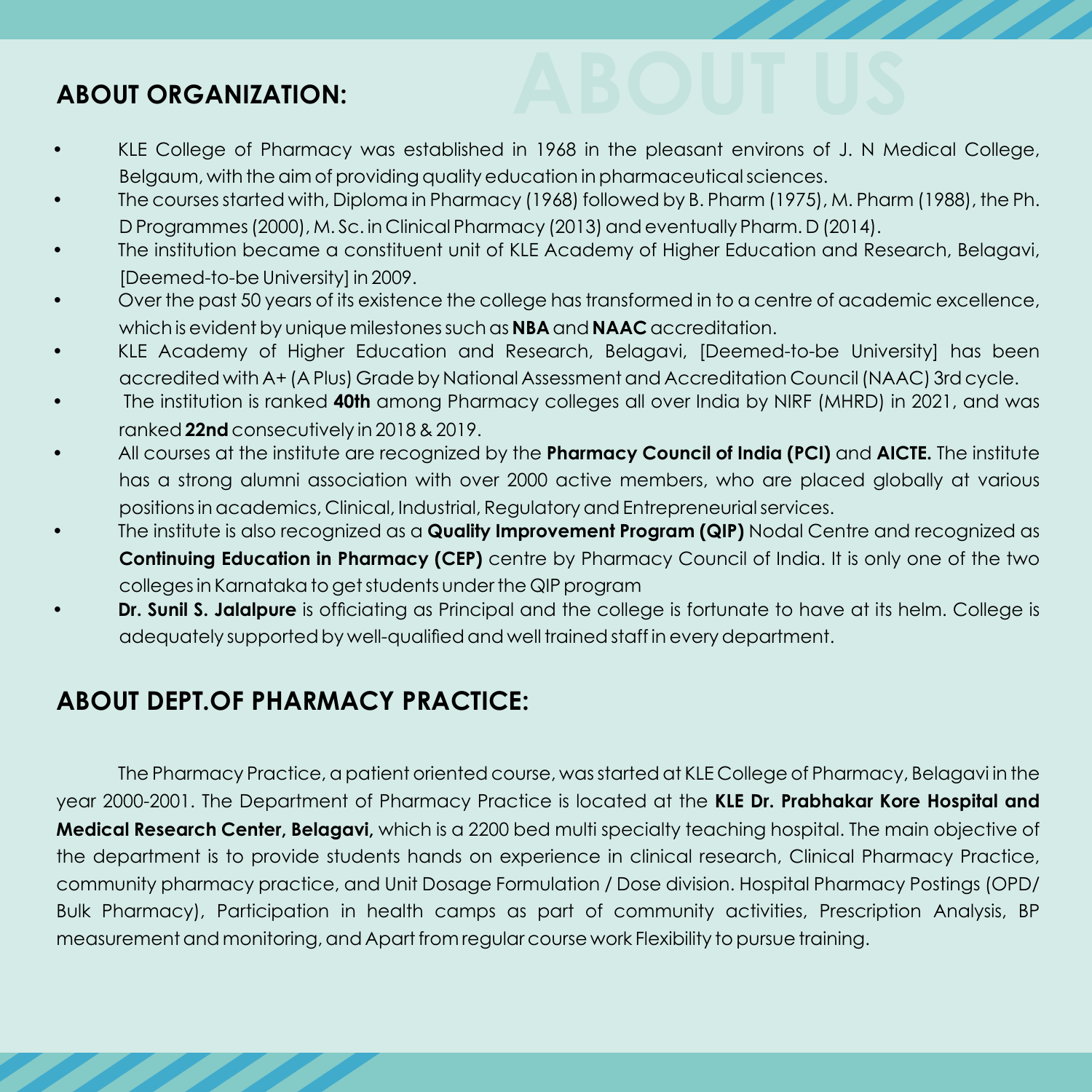## ABOUT ORGANIZATION:

- KLE College of Pharmacy was established in 1968 in the pleasant environs of J. N Medical College, Belgaum, with the aim of providing quality education in pharmaceutical sciences.
- The courses started with, Diploma in Pharmacy (1968) followed by B. Pharm (1975), M. Pharm (1988), the Ph. D Programmes (2000), M. Sc. in Clinical Pharmacy (2013) and eventually Pharm. D (2014).
- The institution became a constituent unit of KLE Academy of Higher Education and Research, Belagavi, [Deemed-to-be University] in 2009.
- Over the past 50 years of its existence the college has transformed in to a centre of academic excellence, which is evident by unique milestones such as **NBA** and **NAAC** accreditation.
- KLE Academy of Higher Education and Research, Belagavi, [Deemed-to-be University] has been accredited with A+ (A Plus) Grade by National Assessment and Accreditation Council (NAAC) 3rd cycle.
- The institution is ranked **40th** among Pharmacy colleges all over India by NIRF (MHRD) in 2021, and was ranked **22nd** consecutively in 2018 & 2019.
- All courses at the institute are recognized by the **Pharmacy Council of India (PCI)** and **AICTE.** The institute has a strong alumni association with over 2000 active members, who are placed globally at various positions in academics, Clinical, Industrial, Regulatory and Entrepreneurial services.
- The institute is also recognized as a **Quality Improvement Program (QIP)** Nodal Centre and recognized as **Continuing Education in Pharmacy (CEP)** centre by Pharmacy Council of India. It is only one of the two colleges in Karnataka to get students under the QIP program
- **Dr. Sunil S. Jalalpure** is officiating as Principal and the college is fortunate to have at its helm. College is adequately supported by well-qualified and well trained staff in every department.

## ABOUT DEPT.OF PHARMACY PRACTICE:

The Pharmacy Practice, a patient oriented course, was started at KLE College of Pharmacy, Belagavi in the year 2000-2001. The Department of Pharmacy Practice is located at the **KLE Dr. Prabhakar Kore Hospital and Medical Research Center, Belagavi,** which is a 2200 bed multi specialty teaching hospital. The main objective of the department is to provide students hands on experience in clinical research, Clinical Pharmacy Practice, community pharmacy practice, and Unit Dosage Formulation / Dose division. Hospital Pharmacy Postings (OPD/ Bulk Pharmacy), Participation in health camps as part of community activities, Prescription Analysis, BP measurement and monitoring, and Apart from regular course work Flexibility to pursue training.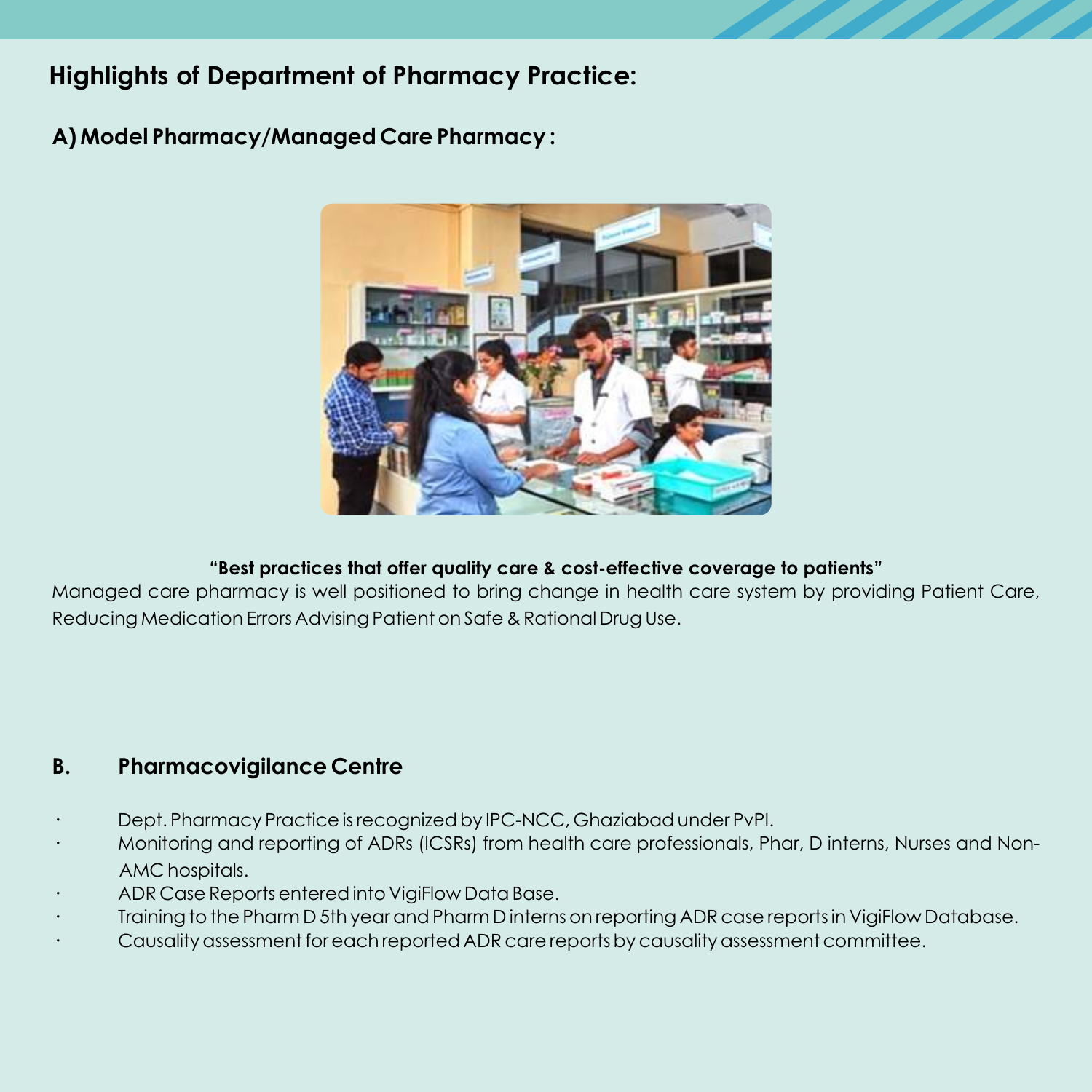## Highlights of Department of Pharmacy Practice:

### A) Model Pharmacy/Managed Care Pharmacy :

**"Best practices that offer quality care & cost-effective coverage to patients"**

Managed care pharmacy is well positioned to bring change in health care system by providing Patient Care, Reducing Medication Errors Advising Patient on Safe & Rational Drug Use.

### B. Pharmacovigilance Centre

- Dept. Pharmacy Practice is recognized by IPC-NCC, Ghaziabad under PvPI.
- Monitoring and reporting of ADRs (ICSRs) from health care professionals, Phar, D interns, Nurses and Non-AMC hospitals.
- ADR Case Reports entered into VigiFlow Data Base.
- Training to the Pharm D 5th year and Pharm D interns on reporting ADR case reports in VigiFlow Database.
- Causality assessment for each reported ADR care reports by causality assessment committee.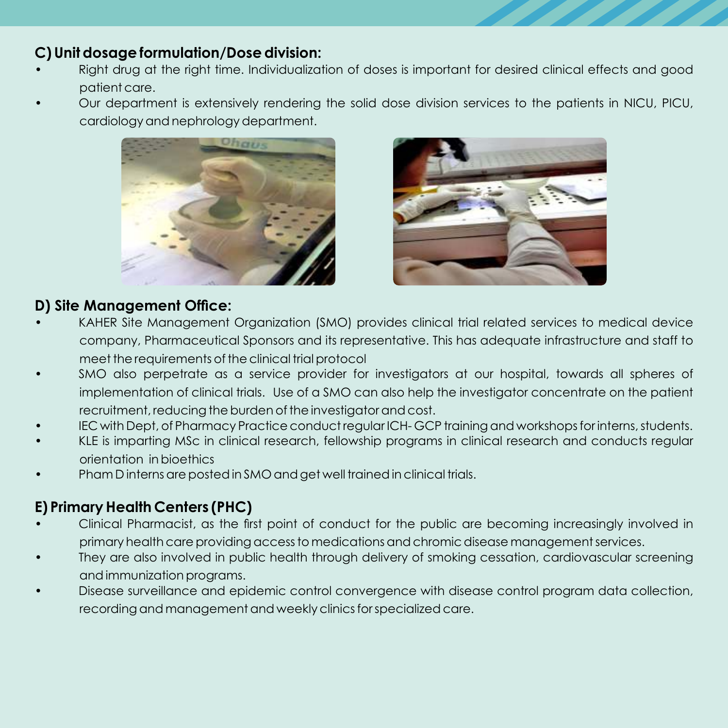### C) Unit dosage formulation/Dose division:

- Right drug at the right time. Individualization of doses is important for desired clinical effects and good patient care.
- Our department is extensively rendering the solid dose division services to the patients in NICU, PICU, cardiology and nephrology department.

### D) Site Management Office:

- KAHER Site Management Organization (SMO) provides clinical trial related services to medical device company, Pharmaceutical Sponsors and its representative. This has adequate infrastructure and staff to meet the requirements of the clinical trial protocol
- SMO also perpetrate as a service provider for investigators at our hospital, towards all spheres of implementation of clinical trials. Use of a SMO can also help the investigator concentrate on the patient recruitment, reducing the burden of the investigator and cost.
- IEC with Dept, of Pharmacy Practice conduct regular ICH- GCP training and workshops for interns, students.
- KLE is imparting MSc in clinical research, fellowship programs in clinical research and conducts regular orientation in bioethics
- Pham D interns are posted in SMO and get well trained in clinical trials.

### E) Primary Health Centers (PHC)

- Clinical Pharmacist, as the first point of conduct for the public are becoming increasingly involved in primary health care providing access to medications and chromic disease management services.
- They are also involved in public health through delivery of smoking cessation, cardiovascular screening and immunization programs.
- Disease surveillance and epidemic control convergence with disease control program data collection, recording and management and weekly clinics for specialized care.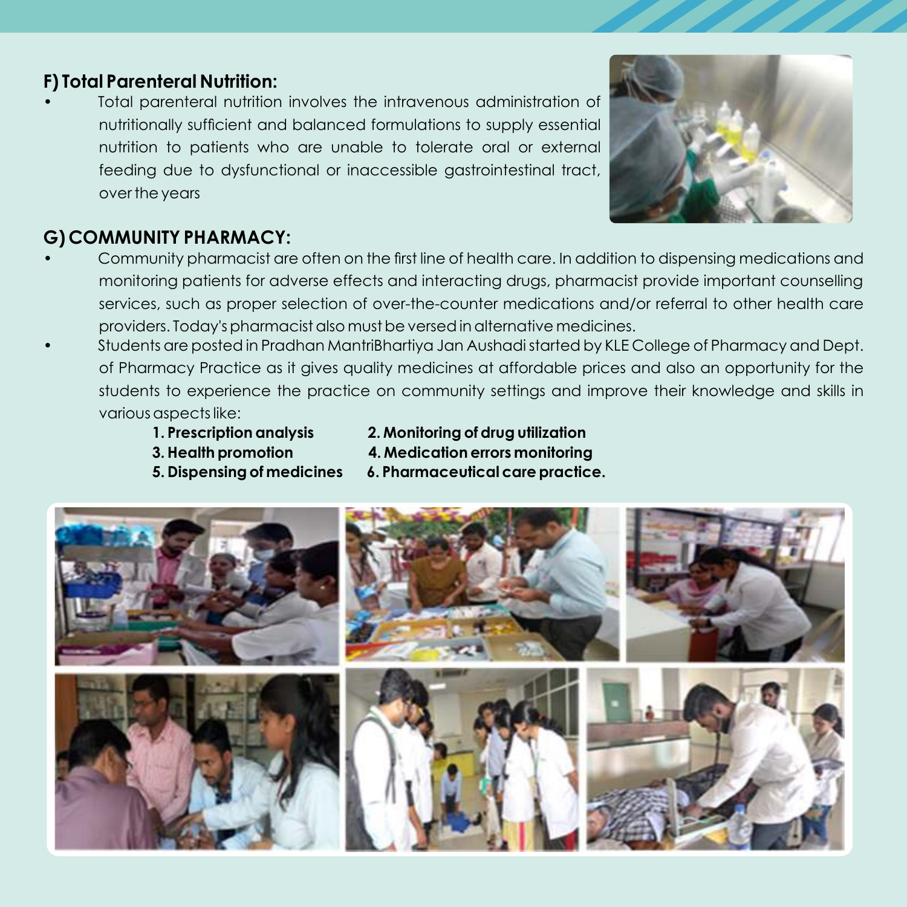### F) Total Parenteral Nutrition:

- Total parenteral nutrition involves the intravenous administration of nutritionally sufficient and balanced formulations to supply essential nutrition to patients who are unable to tolerate oral or external feeding due to dysfunctional or inaccessible gastrointestinal tract, over the years

### G) COMMUNITY PHARMACY:

- Community pharmacist are often on the first line of health care. In addition to dispensing medications and monitoring patients for adverse effects and interacting drugs, pharmacist provide important counselling services, such as proper selection of over-the-counter medications and/or referral to other health care providers. Today's pharmacist also must be versed in alternative medicines.
- Students are posted in Pradhan MantriBhartiya Jan Aushadi started by KLE College of Pharmacy and Dept. of Pharmacy Practice as it gives quality medicines at affordable prices and also an opportunity for the students to experience the practice on community settings and improve their knowledge and skills in various aspects like:

    **1. Prescription analysis**
    **2. Monitoring of drug utilization**
    **3. Health promotion**
    **4. Medication errors monitoring**
    **5. Dispensing of medicines**
    **6. Pharmaceutical care practice.**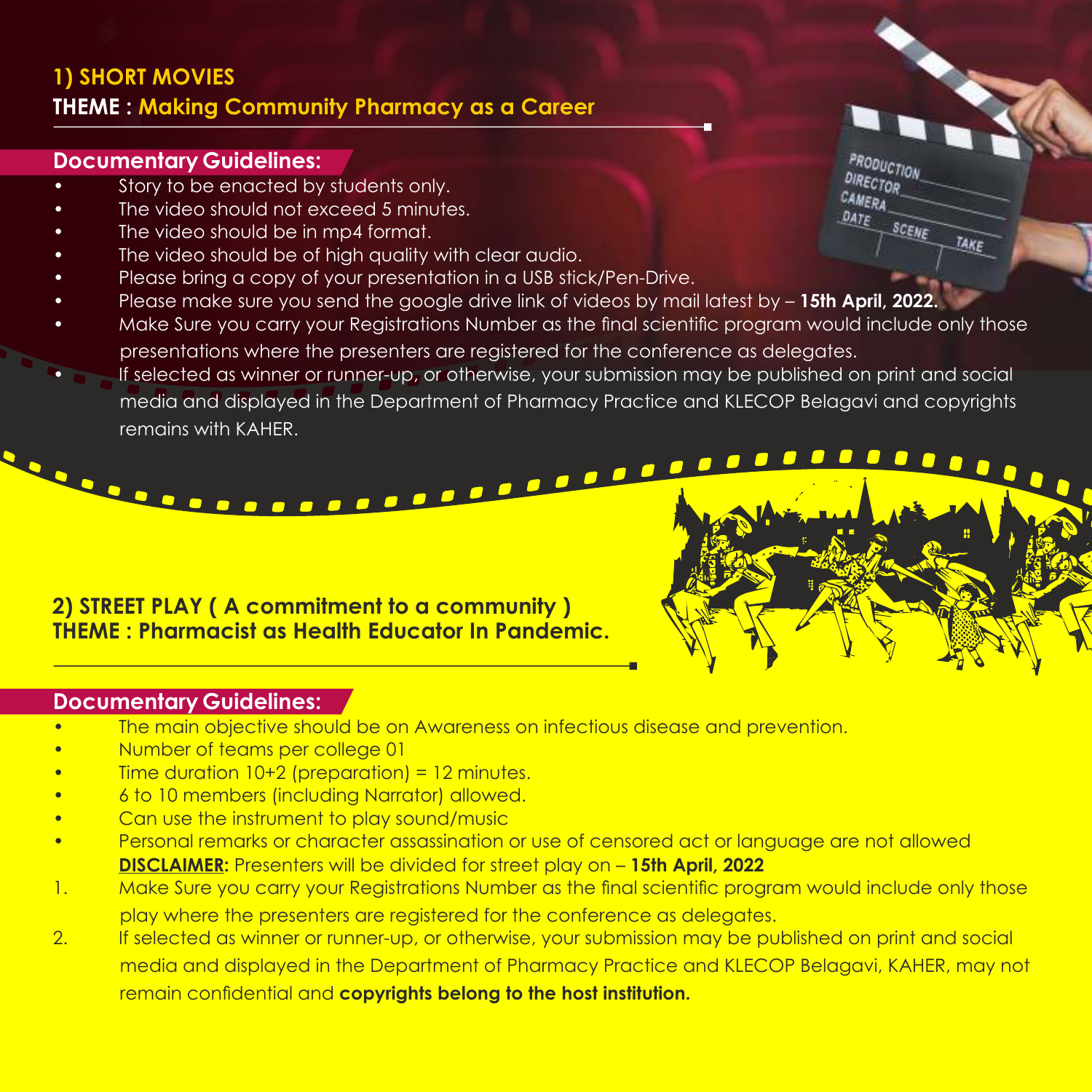## 1) SHORT MOVIES

**THEME : Making Community Pharmacy as a Career**

### Documentary Guidelines:

- Story to be enacted by students only.
- The video should not exceed 5 minutes.
- The video should be in mp4 format.
- The video should be of high quality with clear audio.
- Please bring a copy of your presentation in a USB stick/Pen-Drive.
- Please make sure you send the google drive link of videos by mail latest by – **15th April, 2022.**
- Make Sure you carry your Registrations Number as the final scientific program would include only those presentations where the presenters are registered for the conference as delegates.
- If selected as winner or runner-up, or otherwise, your submission may be published on print and social media and displayed in the Department of Pharmacy Practice and KLECOP Belagavi and copyrights remains with KAHER.

## 2) STREET PLAY ( A commitment to a community )

**THEME : Pharmacist as Health Educator In Pandemic.**

### Documentary Guidelines:

- The main objective should be on Awareness on infectious disease and prevention.
- Number of teams per college 01
- Time duration 10+2 (preparation) = 12 minutes.
- 6 to 10 members (including Narrator) allowed.
- Can use the instrument to play sound/music
- Personal remarks or character assassination or use of censored act or language are not allowed

**DISCLAIMER:** Presenters will be divided for street play on – **15th April, 2022**

1. Make Sure you carry your Registrations Number as the final scientific program would include only those play where the presenters are registered for the conference as delegates.
2. If selected as winner or runner-up, or otherwise, your submission may be published on print and social media and displayed in the Department of Pharmacy Practice and KLECOP Belagavi, KAHER, may not remain confidential and **copyrights belong to the host institution.**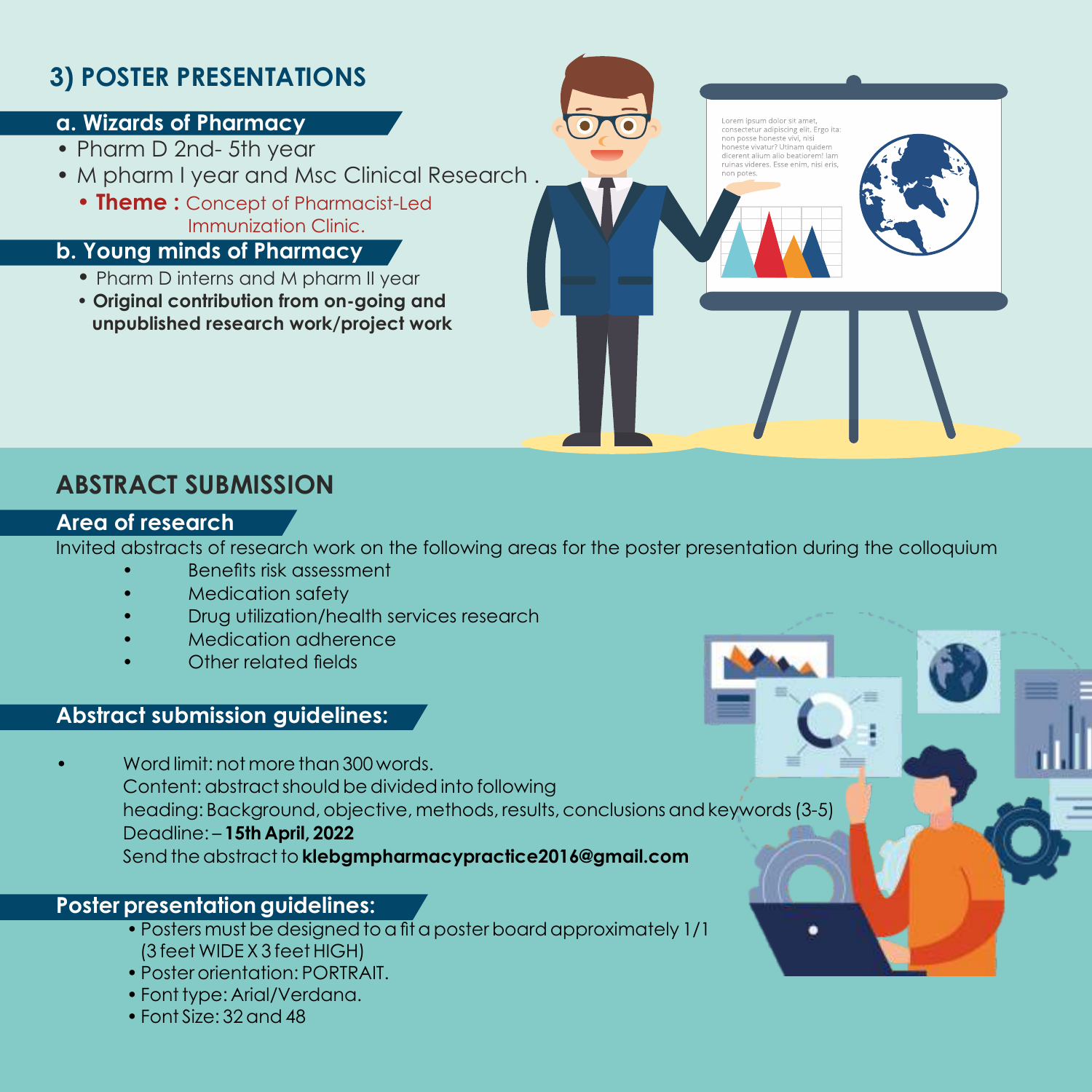## 3) POSTER PRESENTATIONS

### a. Wizards of Pharmacy

- Pharm D 2nd- 5th year
- M pharm I year and Msc Clinical Research .
  - **Theme :** Concept of Pharmacist-Led Immunization Clinic.

### b. Young minds of Pharmacy

- Pharm D interns and M pharm II year
- **Original contribution from on-going and unpublished research work/project work**

## ABSTRACT SUBMISSION

### Area of research

Invited abstracts of research work on the following areas for the poster presentation during the colloquium

- Benefits risk assessment
- Medication safety
- Drug utilization/health services research
- Medication adherence
- Other related fields

### Abstract submission guidelines:

- Word limit: not more than 300 words.
  Content: abstract should be divided into following heading: Background, objective, methods, results, conclusions and keywords (3-5)
  Deadline: – **15th April, 2022**
  Send the abstract to **klebgmpharmacypractice2016@gmail.com**

### Poster presentation guidelines:

- Posters must be designed to a fit a poster board approximately 1/1 (3 feet WIDE X 3 feet HIGH)
- Poster orientation: PORTRAIT.
- Font type: Arial/Verdana.
- Font Size: 32 and 48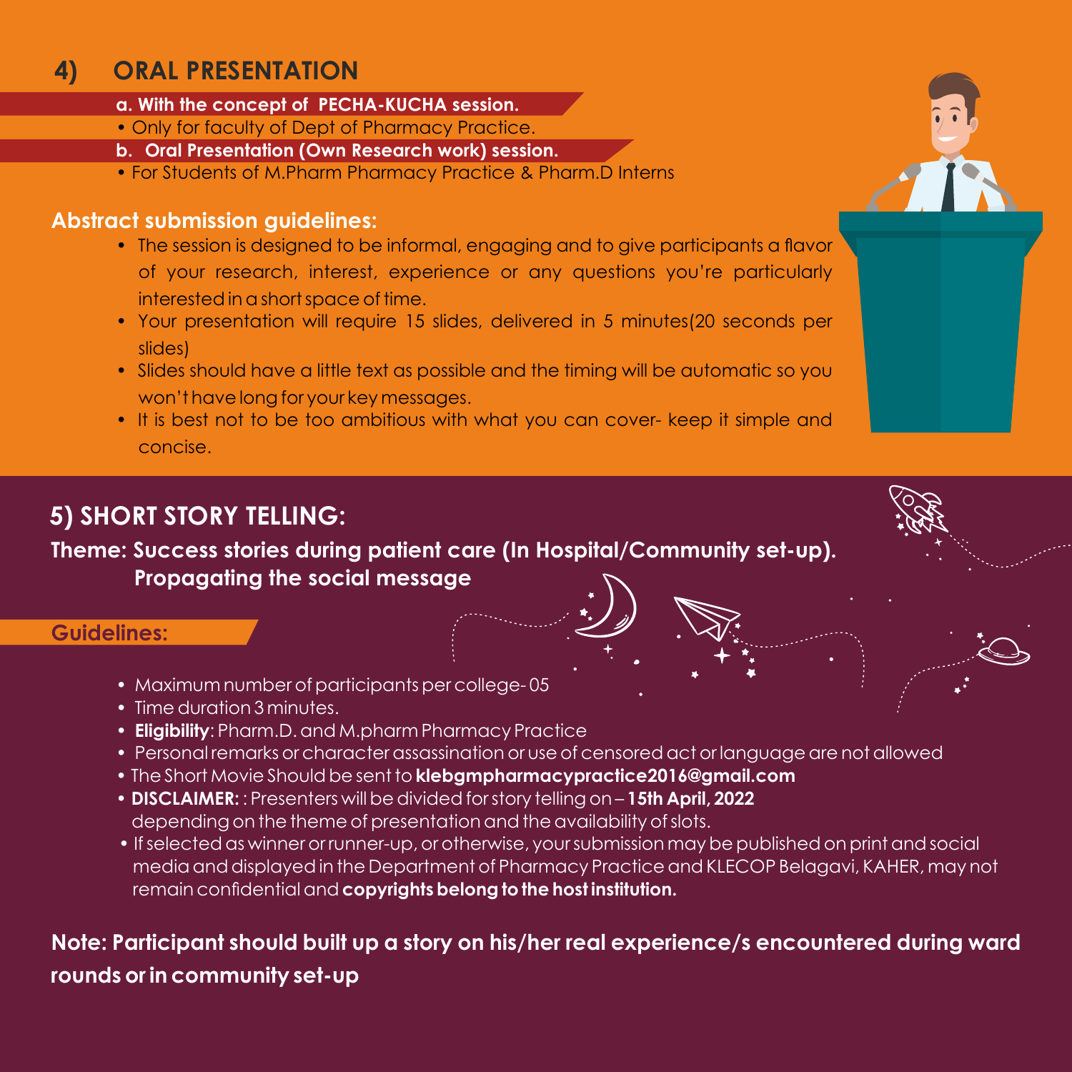## 4) ORAL PRESENTATION

**a. With the concept of PECHA-KUCHA session.**

- Only for faculty of Dept of Pharmacy Practice.

**b. Oral Presentation (Own Research work) session.**

- For Students of M.Pharm Pharmacy Practice & Pharm.D Interns

### Abstract submission guidelines:

- The session is designed to be informal, engaging and to give participants a flavor of your research, interest, experience or any questions you're particularly interested in a short space of time.
- Your presentation will require 15 slides, delivered in 5 minutes(20 seconds per slides)
- Slides should have a little text as possible and the timing will be automatic so you won't have long for your key messages.
- It is best not to be too ambitious with what you can cover- keep it simple and concise.

## 5) SHORT STORY TELLING:

**Theme: Success stories during patient care (In Hospital/Community set-up). Propagating the social message**

### Guidelines:

- Maximum number of participants per college- 05
- Time duration 3 minutes.
- **Eligibility**: Pharm.D. and M.pharm Pharmacy Practice
- Personal remarks or character assassination or use of censored act or language are not allowed
- The Short Movie Should be sent to **klebgmpharmacypractice2016@gmail.com**
- **DISCLAIMER:** : Presenters will be divided for story telling on – **15th April, 2022** depending on the theme of presentation and the availability of slots.
- If selected as winner or runner-up, or otherwise, your submission may be published on print and social media and displayed in the Department of Pharmacy Practice and KLECOP Belagavi, KAHER, may not remain confidential and **copyrights belong to the host institution.**

**Note: Participant should built up a story on his/her real experience/s encountered during ward rounds or in community set-up**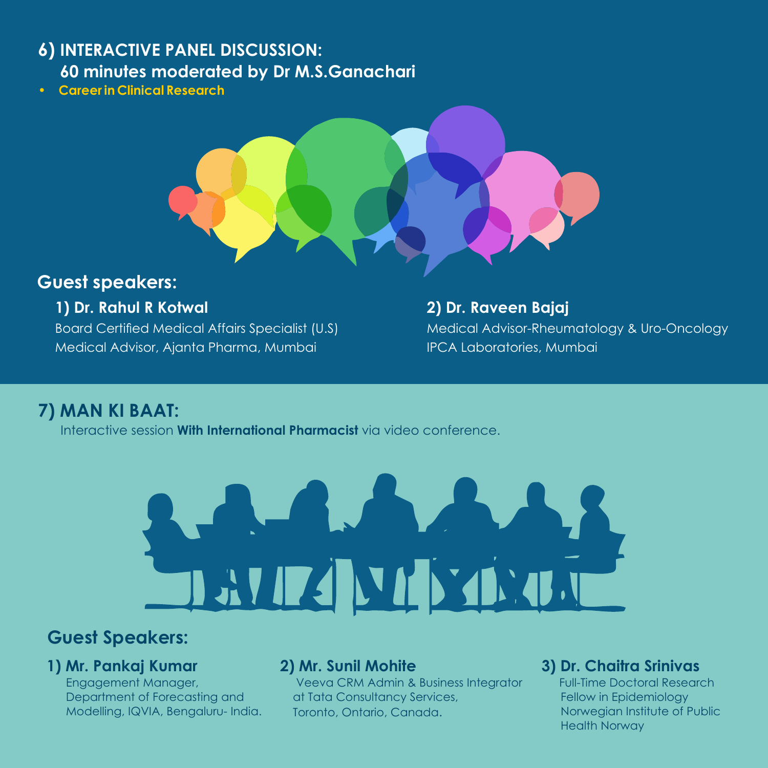## 6) INTERACTIVE PANEL DISCUSSION:

**60 minutes moderated by Dr M.S.Ganachari**

- **Career in Clinical Research**

### Guest speakers:

**1) Dr. Rahul R Kotwal**
Board Certified Medical Affairs Specialist (U.S)
Medical Advisor, Ajanta Pharma, Mumbai

**2) Dr. Raveen Bajaj**
Medical Advisor-Rheumatology & Uro-Oncology
IPCA Laboratories, Mumbai

## 7) MAN KI BAAT:

Interactive session **With International Pharmacist** via video conference.

### Guest Speakers:

**1) Mr. Pankaj Kumar**
Engagement Manager,
Department of Forecasting and
Modelling, IQVIA, Bengaluru- India.

**2) Mr. Sunil Mohite**
Veeva CRM Admin & Business Integrator
at Tata Consultancy Services,
Toronto, Ontario, Canada.

**3) Dr. Chaitra Srinivas**
Full-Time Doctoral Research
Fellow in Epidemiology
Norwegian Institute of Public
Health Norway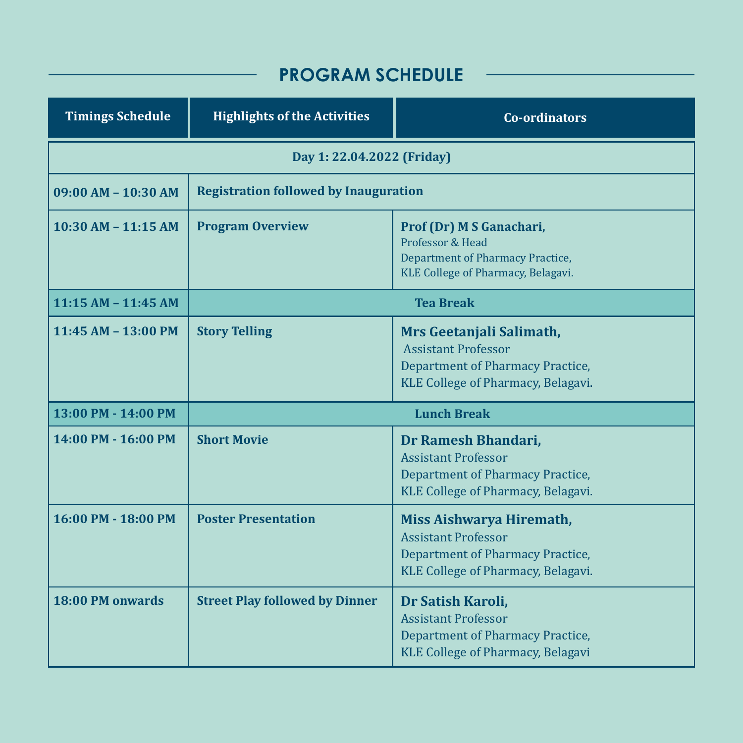## PROGRAM SCHEDULE

| Timings Schedule | Highlights of the Activities | Co-ordinators |
|---|---|---|
| **Day 1: 22.04.2022 (Friday)** | | |
| 09:00 AM – 10:30 AM | Registration followed by Inauguration | |
| 10:30 AM – 11:15 AM | Program Overview | **Prof (Dr) M S Ganachari,** Professor & Head Department of Pharmacy Practice, KLE College of Pharmacy, Belagavi. |
| 11:15 AM – 11:45 AM | Tea Break | |
| 11:45 AM – 13:00 PM | Story Telling | **Mrs Geetanjali Salimath,** Assistant Professor Department of Pharmacy Practice, KLE College of Pharmacy, Belagavi. |
| 13:00 PM - 14:00 PM | Lunch Break | |
| 14:00 PM - 16:00 PM | Short Movie | **Dr Ramesh Bhandari,** Assistant Professor Department of Pharmacy Practice, KLE College of Pharmacy, Belagavi. |
| 16:00 PM - 18:00 PM | Poster Presentation | **Miss Aishwarya Hiremath,** Assistant Professor Department of Pharmacy Practice, KLE College of Pharmacy, Belagavi. |
| 18:00 PM onwards | Street Play followed by Dinner | **Dr Satish Karoli,** Assistant Professor Department of Pharmacy Practice, KLE College of Pharmacy, Belagavi |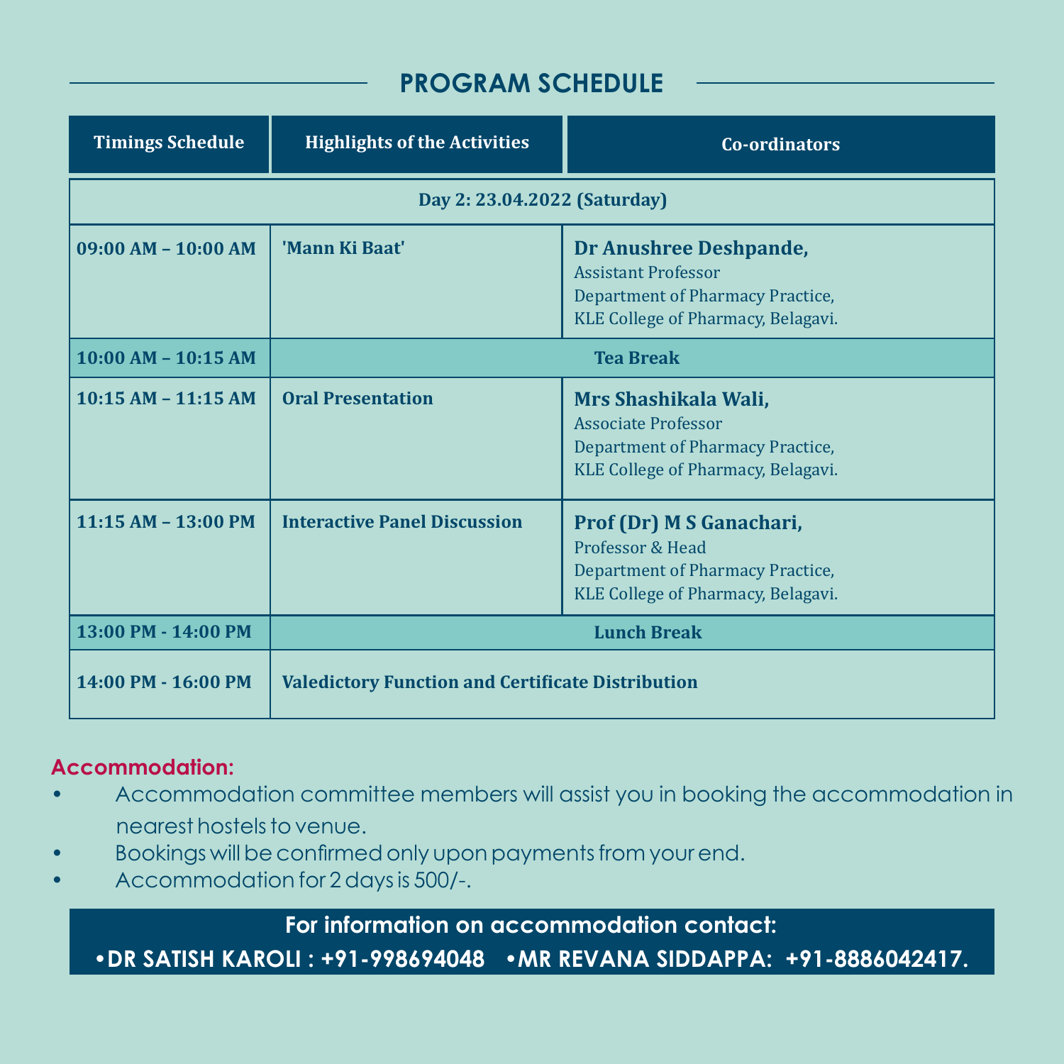## PROGRAM SCHEDULE

| Timings Schedule | Highlights of the Activities | Co-ordinators |
|---|---|---|
| **Day 2: 23.04.2022 (Saturday)** | | |
| 09:00 AM – 10:00 AM | 'Mann Ki Baat' | **Dr Anushree Deshpande,** Assistant Professor Department of Pharmacy Practice, KLE College of Pharmacy, Belagavi. |
| 10:00 AM – 10:15 AM | Tea Break | |
| 10:15 AM – 11:15 AM | Oral Presentation | **Mrs Shashikala Wali,** Associate Professor Department of Pharmacy Practice, KLE College of Pharmacy, Belagavi. |
| 11:15 AM – 13:00 PM | Interactive Panel Discussion | **Prof (Dr) M S Ganachari,** Professor & Head Department of Pharmacy Practice, KLE College of Pharmacy, Belagavi. |
| 13:00 PM - 14:00 PM | Lunch Break | |
| 14:00 PM - 16:00 PM | Valedictory Function and Certificate Distribution | |

**Accommodation:**

- Accommodation committee members will assist you in booking the accommodation in nearest hostels to venue.
- Bookings will be confirmed only upon payments from your end.
- Accommodation for 2 days is 500/-.

**For information on accommodation contact:**

**•DR SATISH KAROLI : +91-998694048 •MR REVANA SIDDAPPA: +91-8886042417.**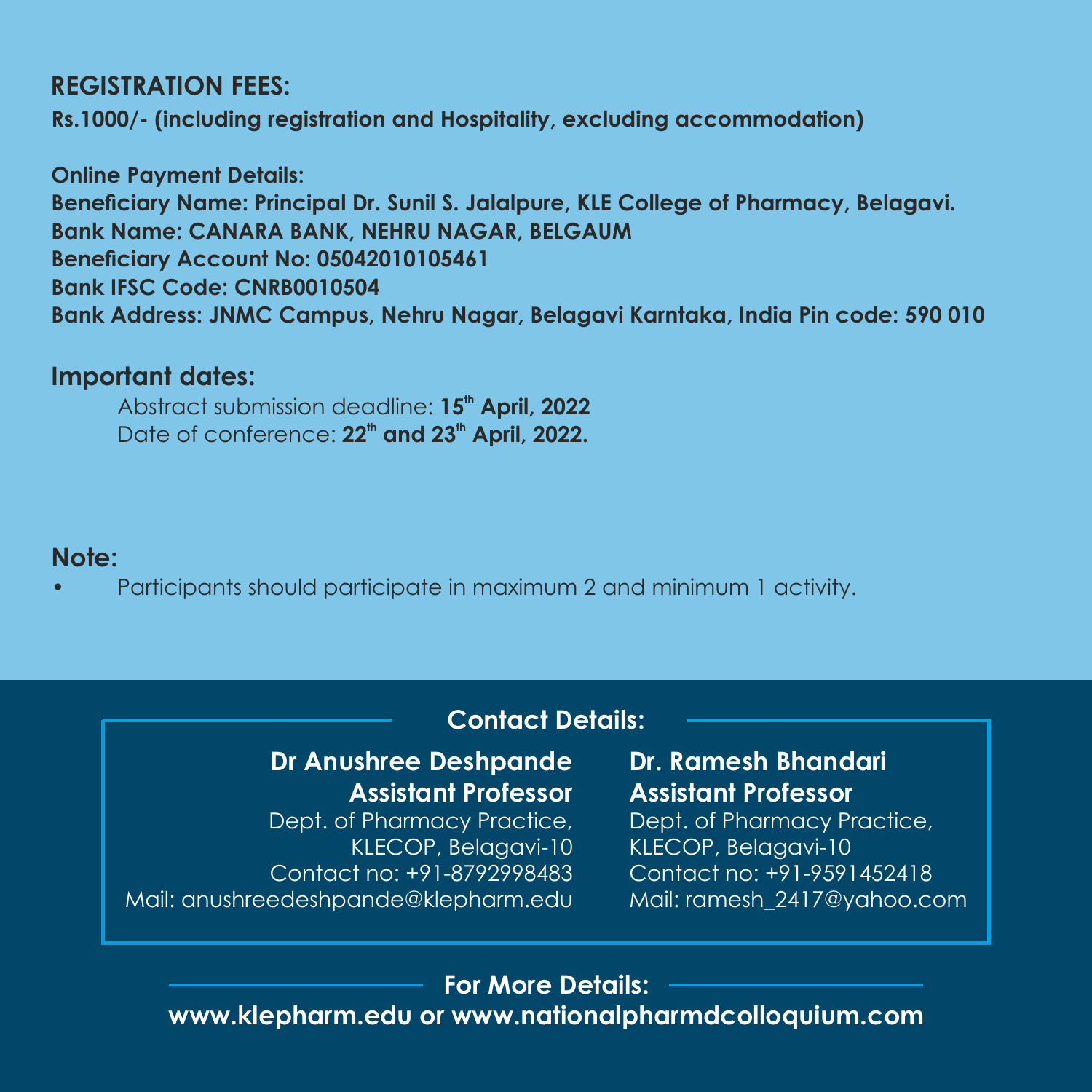## REGISTRATION FEES:

**Rs.1000/- (including registration and Hospitality, excluding accommodation)**

**Online Payment Details:**
**Beneficiary Name: Principal Dr. Sunil S. Jalalpure, KLE College of Pharmacy, Belagavi.**
**Bank Name: CANARA BANK, NEHRU NAGAR, BELGAUM**
**Beneficiary Account No: 05042010105461**
**Bank IFSC Code: CNRB0010504**
**Bank Address: JNMC Campus, Nehru Nagar, Belagavi Karntaka, India Pin code: 590 010**

## Important dates:

Abstract submission deadline: **15th April, 2022**
Date of conference: **22th and 23th April, 2022.**

## Note:

- Participants should participate in maximum 2 and minimum 1 activity.

## Contact Details:

**Dr Anushree Deshpande**
**Assistant Professor**
Dept. of Pharmacy Practice,
KLECOP, Belagavi-10
Contact no: +91-8792998483
Mail: anushreedeshpande@klepharm.edu

**Dr. Ramesh Bhandari**
**Assistant Professor**
Dept. of Pharmacy Practice,
KLECOP, Belagavi-10
Contact no: +91-9591452418
Mail: ramesh_2417@yahoo.com

## For More Details:

**www.klepharm.edu or www.nationalpharmdcolloquium.com**